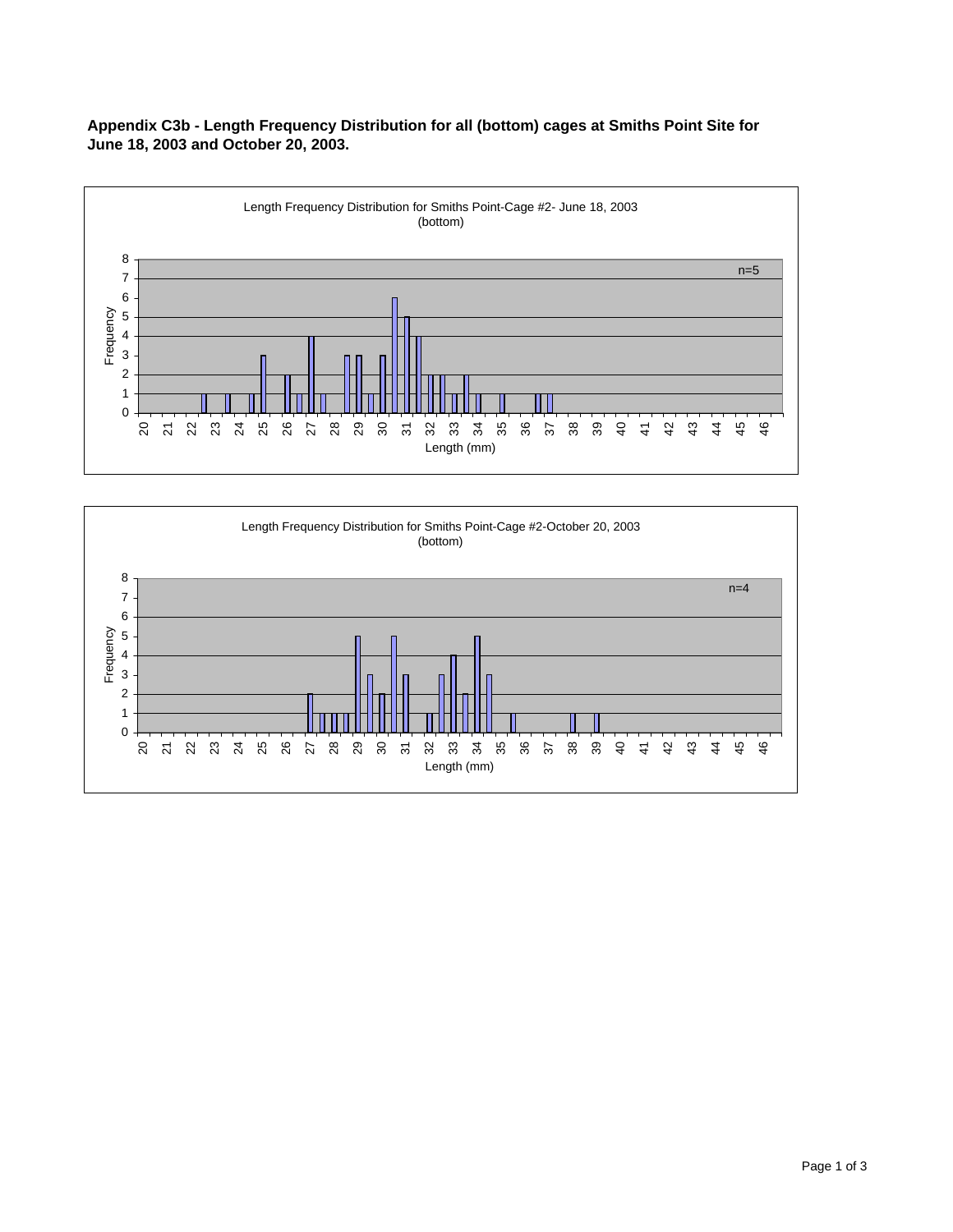**Appendix C3b - Length Frequency Distribution for all (bottom) cages at Smiths Point Site for June 18, 2003 and October 20, 2003.**

Length Frequency Distribution for Smiths Point-Cage #2- June 18, 2003 (bottom)

n=5

Frequency

Length (mm)

Length Frequency Distribution for Smiths Point-Cage #2-October 20, 2003 (bottom)

n=4

Frequency

Length (mm)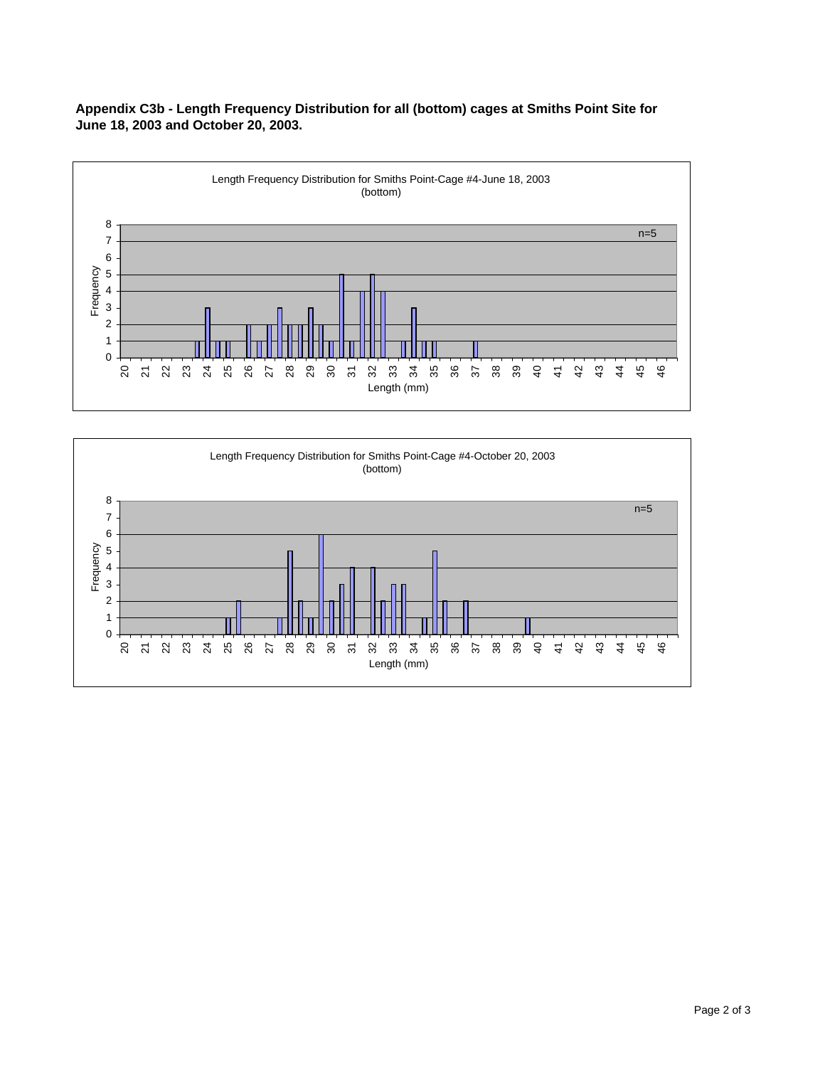**Appendix C3b - Length Frequency Distribution for all (bottom) cages at Smiths Point Site for June 18, 2003 and October 20, 2003.**

Length Frequency Distribution for Smiths Point-Cage #4-June 18, 2003 (bottom)

n=5

Frequency

Length (mm)

Length Frequency Distribution for Smiths Point-Cage #4-October 20, 2003 (bottom)

n=5

Frequency

Length (mm)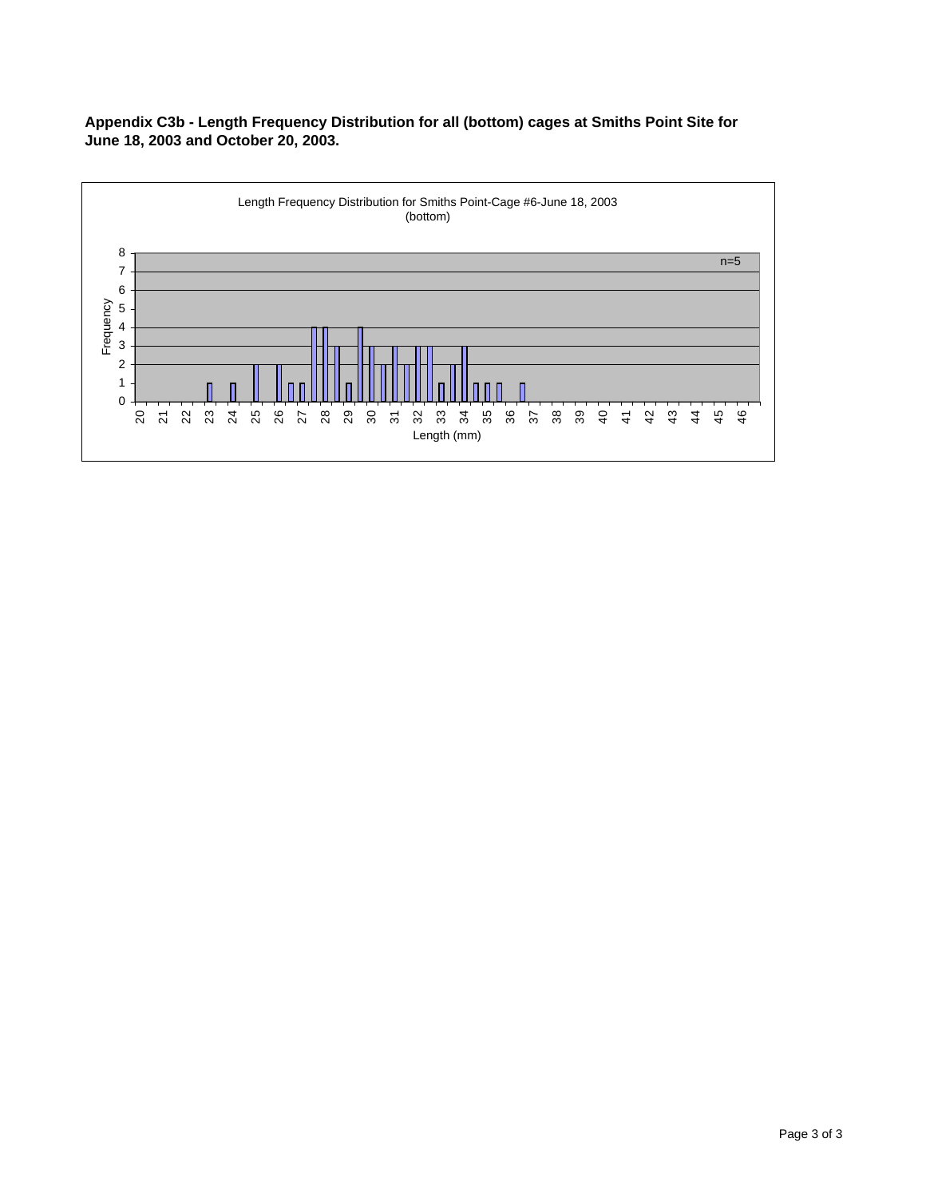**Appendix C3b - Length Frequency Distribution for all (bottom) cages at Smiths Point Site for June 18, 2003 and October 20, 2003.**

Length Frequency Distribution for Smiths Point-Cage #6-June 18, 2003
(bottom)

n=5

Frequency

8
7
6
5
4
3
2
1
0

20 21 22 23 24 25 26 27 28 29 30 31 32 33 34 35 36 37 38 39 40 41 42 43 44 45 46

Length (mm)